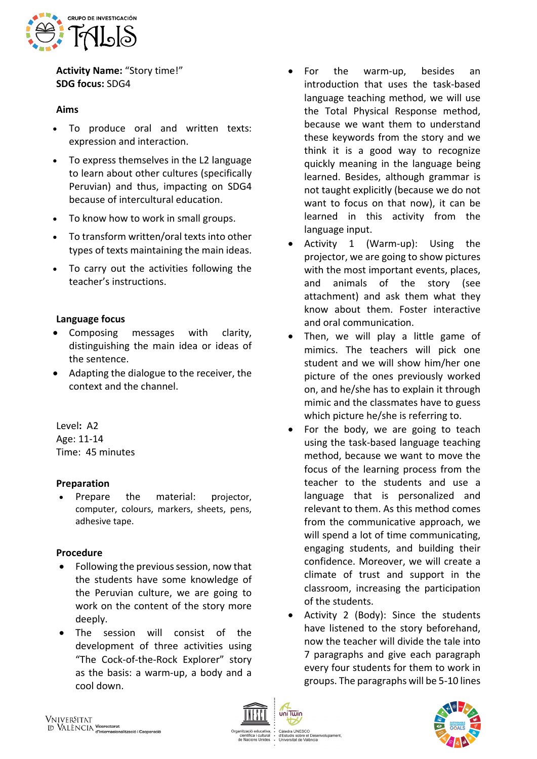**Activity Name:** "Story time!"
**SDG focus:** SDG4

**Aims**

- To produce oral and written texts: expression and interaction.
- To express themselves in the L2 language to learn about other cultures (specifically Peruvian) and thus, impacting on SDG4 because of intercultural education.
- To know how to work in small groups.
- To transform written/oral texts into other types of texts maintaining the main ideas.
- To carry out the activities following the teacher's instructions.

**Language focus**

- Composing messages with clarity, distinguishing the main idea or ideas of the sentence.
- Adapting the dialogue to the receiver, the context and the channel.

Level**:** A2
Age: 11-14
Time: 45 minutes

**Preparation**

- Prepare the material: projector, computer, colours, markers, sheets, pens, adhesive tape.

**Procedure**

- Following the previous session, now that the students have some knowledge of the Peruvian culture, we are going to work on the content of the story more deeply.
- The session will consist of the development of three activities using "The Cock-of-the-Rock Explorer" story as the basis: a warm-up, a body and a cool down.
- For the warm-up, besides an introduction that uses the task-based language teaching method, we will use the Total Physical Response method, because we want them to understand these keywords from the story and we think it is a good way to recognize quickly meaning in the language being learned. Besides, although grammar is not taught explicitly (because we do not want to focus on that now), it can be learned in this activity from the language input.
- Activity 1 (Warm-up): Using the projector, we are going to show pictures with the most important events, places, and animals of the story (see attachment) and ask them what they know about them. Foster interactive and oral communication.
- Then, we will play a little game of mimics. The teachers will pick one student and we will show him/her one picture of the ones previously worked on, and he/she has to explain it through mimic and the classmates have to guess which picture he/she is referring to.
- For the body, we are going to teach using the task-based language teaching method, because we want to move the focus of the learning process from the teacher to the students and use a language that is personalized and relevant to them. As this method comes from the communicative approach, we will spend a lot of time communicating, engaging students, and building their confidence. Moreover, we will create a climate of trust and support in the classroom, increasing the participation of the students.
- Activity 2 (Body): Since the students have listened to the story beforehand, now the teacher will divide the tale into 7 paragraphs and give each paragraph every four students for them to work in groups. The paragraphs will be 5-10 lines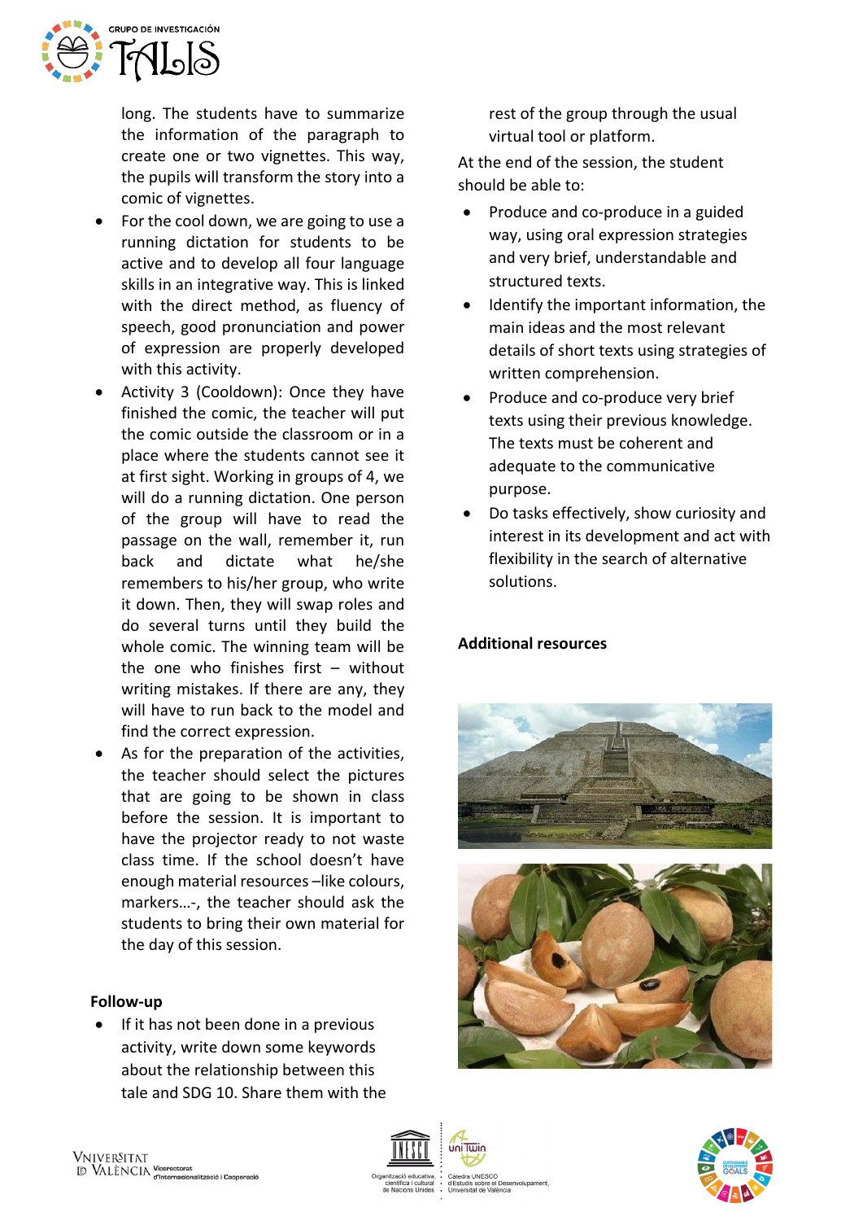long. The students have to summarize the information of the paragraph to create one or two vignettes. This way, the pupils will transform the story into a comic of vignettes.

- For the cool down, we are going to use a running dictation for students to be active and to develop all four language skills in an integrative way. This is linked with the direct method, as fluency of speech, good pronunciation and power of expression are properly developed with this activity.
- Activity 3 (Cooldown): Once they have finished the comic, the teacher will put the comic outside the classroom or in a place where the students cannot see it at first sight. Working in groups of 4, we will do a running dictation. One person of the group will have to read the passage on the wall, remember it, run back and dictate what he/she remembers to his/her group, who write it down. Then, they will swap roles and do several turns until they build the whole comic. The winning team will be the one who finishes first – without writing mistakes. If there are any, they will have to run back to the model and find the correct expression.
- As for the preparation of the activities, the teacher should select the pictures that are going to be shown in class before the session. It is important to have the projector ready to not waste class time. If the school doesn't have enough material resources –like colours, markers…-, the teacher should ask the students to bring their own material for the day of this session.

**Follow-up**

- If it has not been done in a previous activity, write down some keywords about the relationship between this tale and SDG 10. Share them with the rest of the group through the usual virtual tool or platform.

At the end of the session, the student should be able to:

- Produce and co-produce in a guided way, using oral expression strategies and very brief, understandable and structured texts.
- Identify the important information, the main ideas and the most relevant details of short texts using strategies of written comprehension.
- Produce and co-produce very brief texts using their previous knowledge. The texts must be coherent and adequate to the communicative purpose.
- Do tasks effectively, show curiosity and interest in its development and act with flexibility in the search of alternative solutions.

**Additional resources**